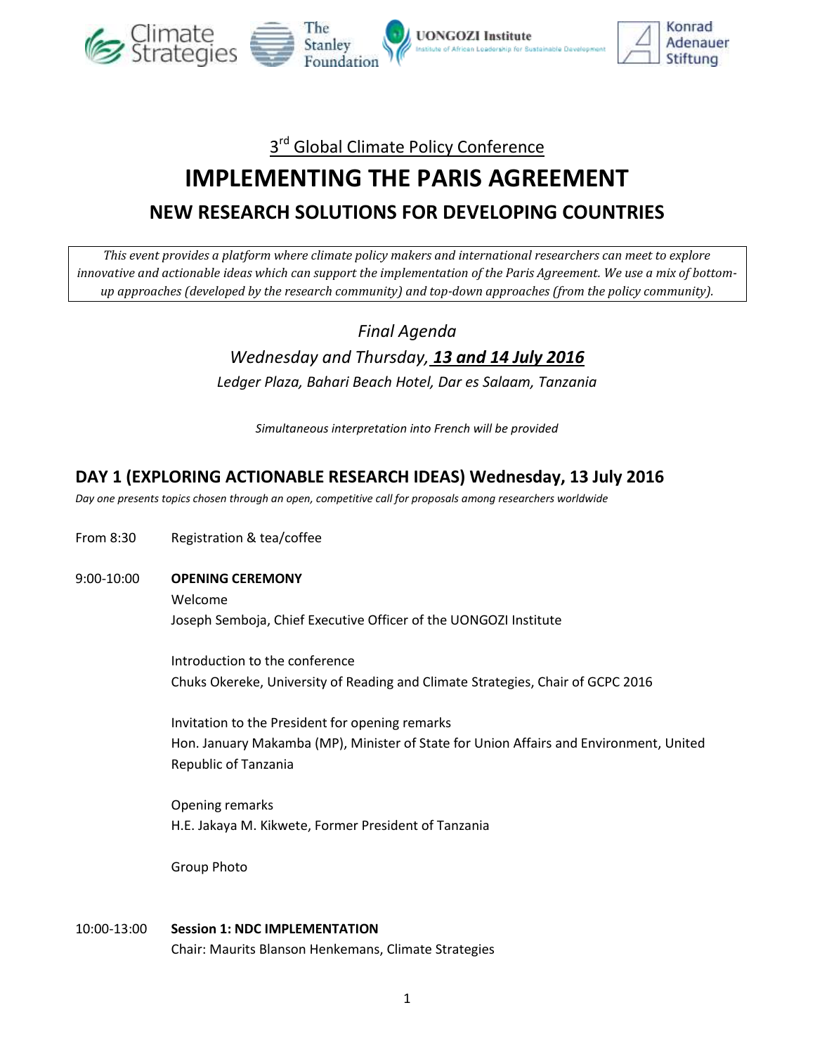3rd Global Climate Policy Conference

# IMPLEMENTING THE PARIS AGREEMENT

## NEW RESEARCH SOLUTIONS FOR DEVELOPING COUNTRIES

*This event provides a platform where climate policy makers and international researchers can meet to explore innovative and actionable ideas which can support the implementation of the Paris Agreement. We use a mix of bottom-up approaches (developed by the research community) and top-down approaches (from the policy community).*

*Final Agenda*

*Wednesday and Thursday, **13 and 14 July 2016***

*Ledger Plaza, Bahari Beach Hotel, Dar es Salaam, Tanzania*

*Simultaneous interpretation into French will be provided*

## DAY 1 (EXPLORING ACTIONABLE RESEARCH IDEAS) Wednesday, 13 July 2016

*Day one presents topics chosen through an open, competitive call for proposals among researchers worldwide*

From 8:30 Registration & tea/coffee

9:00-10:00 **OPENING CEREMONY**

Welcome
Joseph Semboja, Chief Executive Officer of the UONGOZI Institute

Introduction to the conference
Chuks Okereke, University of Reading and Climate Strategies, Chair of GCPC 2016

Invitation to the President for opening remarks
Hon. January Makamba (MP), Minister of State for Union Affairs and Environment, United Republic of Tanzania

Opening remarks
H.E. Jakaya M. Kikwete, Former President of Tanzania

Group Photo

10:00-13:00 **Session 1: NDC IMPLEMENTATION**

Chair: Maurits Blanson Henkemans, Climate Strategies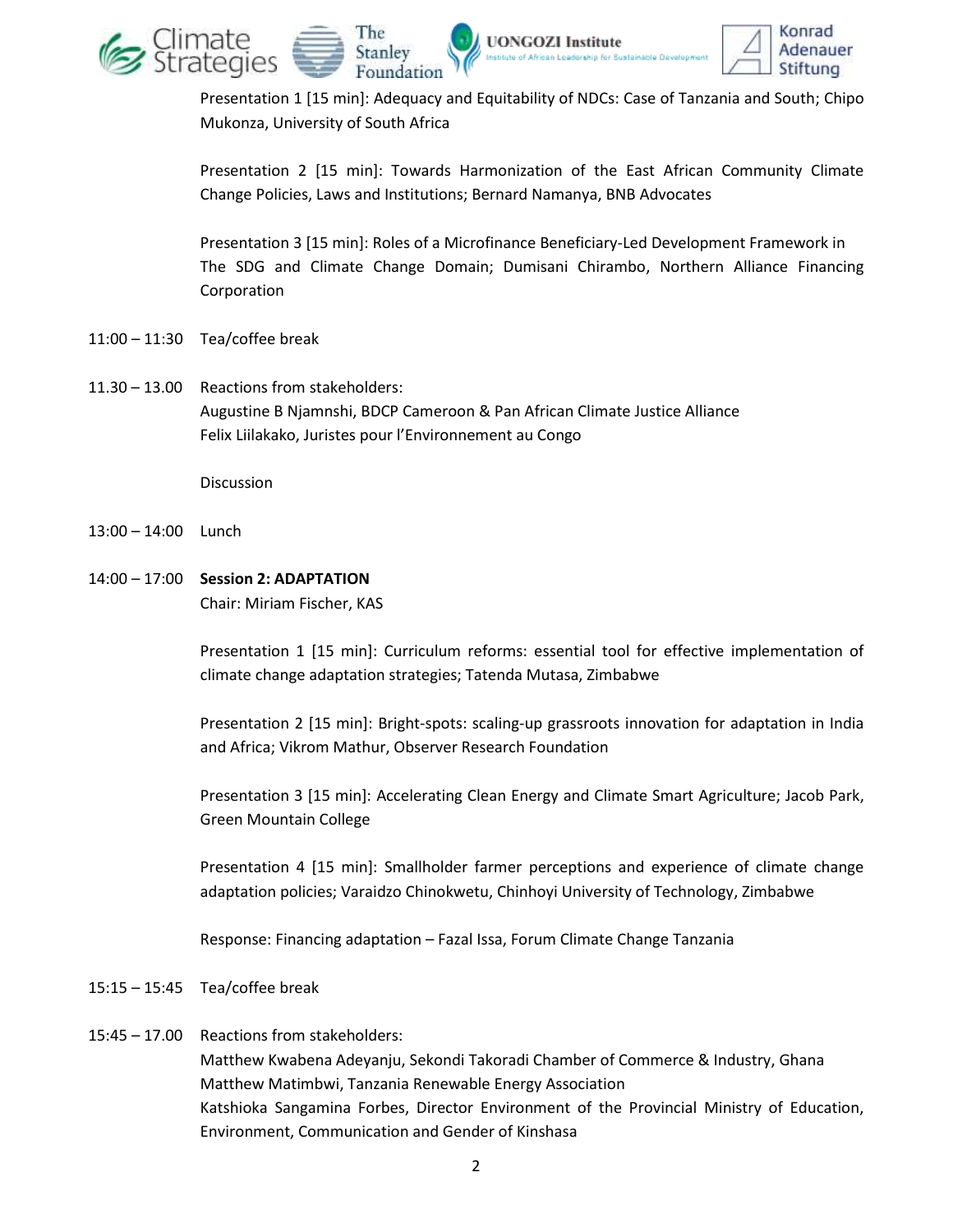Presentation 1 [15 min]: Adequacy and Equitability of NDCs: Case of Tanzania and South; Chipo Mukonza, University of South Africa

Presentation 2 [15 min]: Towards Harmonization of the East African Community Climate Change Policies, Laws and Institutions; Bernard Namanya, BNB Advocates

Presentation 3 [15 min]: Roles of a Microfinance Beneficiary-Led Development Framework in The SDG and Climate Change Domain; Dumisani Chirambo, Northern Alliance Financing Corporation

11:00 – 11:30 Tea/coffee break

11.30 – 13.00 Reactions from stakeholders:
Augustine B Njamnshi, BDCP Cameroon & Pan African Climate Justice Alliance
Felix Liilakako, Juristes pour l'Environnement au Congo

Discussion

13:00 – 14:00 Lunch

14:00 – 17:00 **Session 2: ADAPTATION**
Chair: Miriam Fischer, KAS

Presentation 1 [15 min]: Curriculum reforms: essential tool for effective implementation of climate change adaptation strategies; Tatenda Mutasa, Zimbabwe

Presentation 2 [15 min]: Bright-spots: scaling-up grassroots innovation for adaptation in India and Africa; Vikrom Mathur, Observer Research Foundation

Presentation 3 [15 min]: Accelerating Clean Energy and Climate Smart Agriculture; Jacob Park, Green Mountain College

Presentation 4 [15 min]: Smallholder farmer perceptions and experience of climate change adaptation policies; Varaidzo Chinokwetu, Chinhoyi University of Technology, Zimbabwe

Response: Financing adaptation – Fazal Issa, Forum Climate Change Tanzania

15:15 – 15:45 Tea/coffee break

15:45 – 17.00 Reactions from stakeholders:
Matthew Kwabena Adeyanju, Sekondi Takoradi Chamber of Commerce & Industry, Ghana
Matthew Matimbwi, Tanzania Renewable Energy Association
Katshioka Sangamina Forbes, Director Environment of the Provincial Ministry of Education, Environment, Communication and Gender of Kinshasa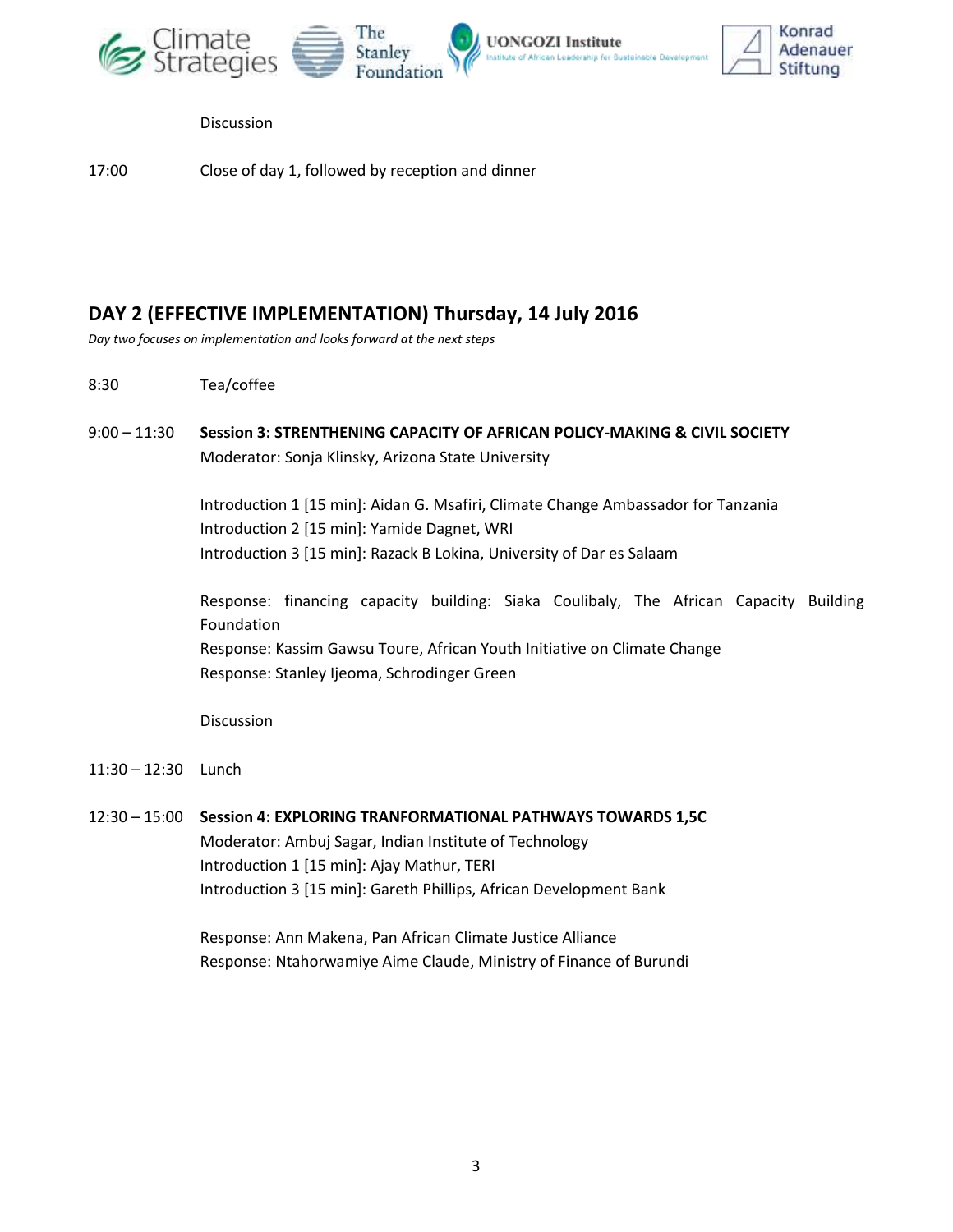Discussion

17:00 Close of day 1, followed by reception and dinner

## DAY 2 (EFFECTIVE IMPLEMENTATION) Thursday, 14 July 2016

*Day two focuses on implementation and looks forward at the next steps*

8:30 Tea/coffee

9:00 – 11:30 **Session 3: STRENTHENING CAPACITY OF AFRICAN POLICY-MAKING & CIVIL SOCIETY**
Moderator: Sonja Klinsky, Arizona State University

Introduction 1 [15 min]: Aidan G. Msafiri, Climate Change Ambassador for Tanzania
Introduction 2 [15 min]: Yamide Dagnet, WRI
Introduction 3 [15 min]: Razack B Lokina, University of Dar es Salaam

Response: financing capacity building: Siaka Coulibaly, The African Capacity Building Foundation
Response: Kassim Gawsu Toure, African Youth Initiative on Climate Change
Response: Stanley Ijeoma, Schrodinger Green

Discussion

11:30 – 12:30 Lunch

12:30 – 15:00 **Session 4: EXPLORING TRANFORMATIONAL PATHWAYS TOWARDS 1,5C**
Moderator: Ambuj Sagar, Indian Institute of Technology
Introduction 1 [15 min]: Ajay Mathur, TERI
Introduction 3 [15 min]: Gareth Phillips, African Development Bank

Response: Ann Makena, Pan African Climate Justice Alliance
Response: Ntahorwamiye Aime Claude, Ministry of Finance of Burundi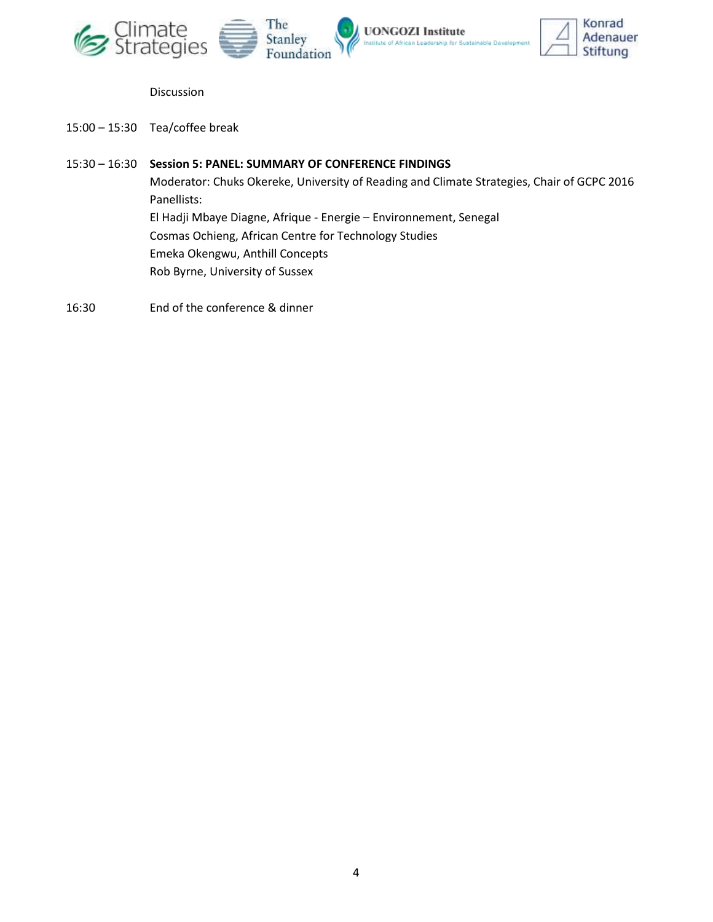Discussion

15:00 – 15:30 Tea/coffee break

15:30 – 16:30 **Session 5: PANEL: SUMMARY OF CONFERENCE FINDINGS**

Moderator: Chuks Okereke, University of Reading and Climate Strategies, Chair of GCPC 2016

Panellists:

El Hadji Mbaye Diagne, Afrique - Energie – Environnement, Senegal

Cosmas Ochieng, African Centre for Technology Studies

Emeka Okengwu, Anthill Concepts

Rob Byrne, University of Sussex

16:30 End of the conference & dinner